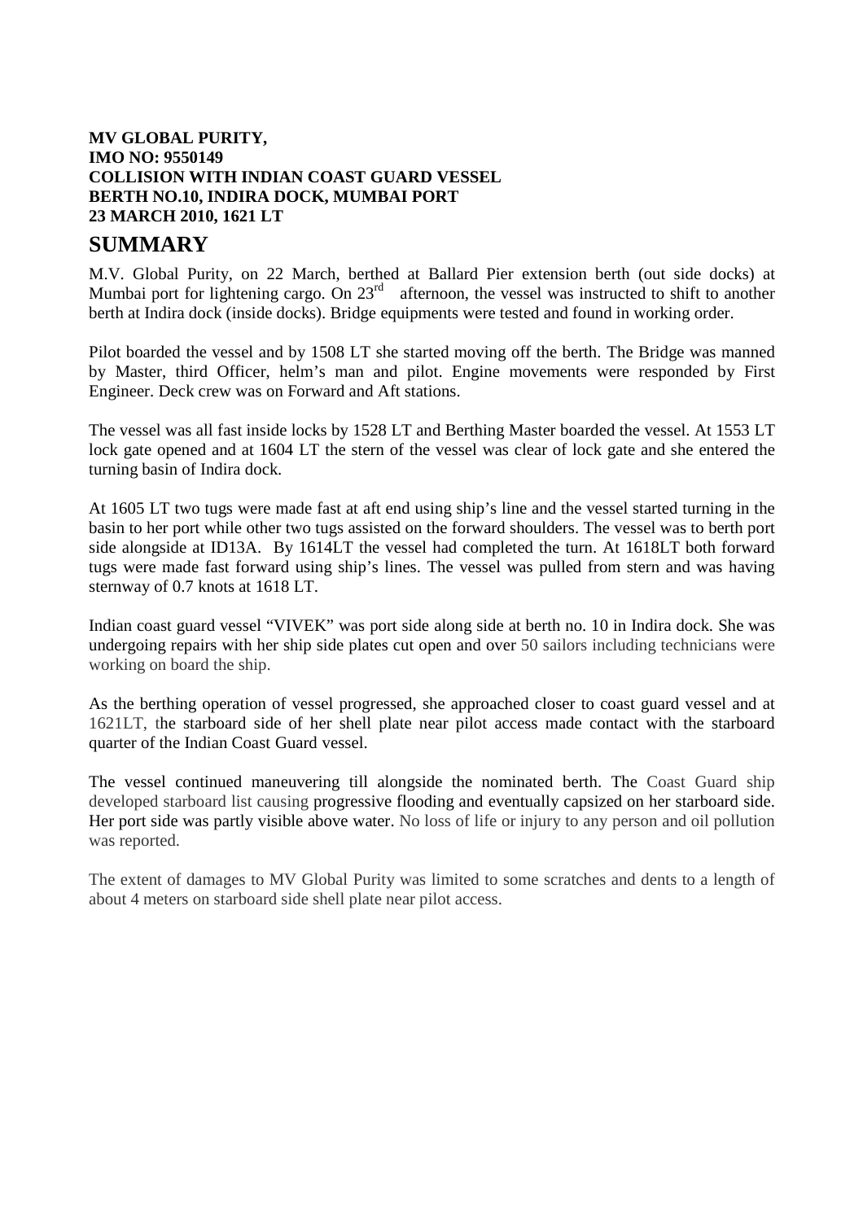**MV GLOBAL PURITY,**
**IMO NO: 9550149**
**COLLISION WITH INDIAN COAST GUARD VESSEL**
**BERTH NO.10, INDIRA DOCK, MUMBAI PORT**
**23 MARCH 2010, 1621 LT**

# SUMMARY

M.V. Global Purity, on 22 March, berthed at Ballard Pier extension berth (out side docks) at Mumbai port for lightening cargo. On 23rd afternoon, the vessel was instructed to shift to another berth at Indira dock (inside docks). Bridge equipments were tested and found in working order.

Pilot boarded the vessel and by 1508 LT she started moving off the berth. The Bridge was manned by Master, third Officer, helm's man and pilot. Engine movements were responded by First Engineer. Deck crew was on Forward and Aft stations.

The vessel was all fast inside locks by 1528 LT and Berthing Master boarded the vessel. At 1553 LT lock gate opened and at 1604 LT the stern of the vessel was clear of lock gate and she entered the turning basin of Indira dock.

At 1605 LT two tugs were made fast at aft end using ship's line and the vessel started turning in the basin to her port while other two tugs assisted on the forward shoulders. The vessel was to berth port side alongside at ID13A. By 1614LT the vessel had completed the turn. At 1618LT both forward tugs were made fast forward using ship's lines. The vessel was pulled from stern and was having sternway of 0.7 knots at 1618 LT.

Indian coast guard vessel "VIVEK" was port side along side at berth no. 10 in Indira dock. She was undergoing repairs with her ship side plates cut open and over 50 sailors including technicians were working on board the ship.

As the berthing operation of vessel progressed, she approached closer to coast guard vessel and at 1621LT, the starboard side of her shell plate near pilot access made contact with the starboard quarter of the Indian Coast Guard vessel.

The vessel continued maneuvering till alongside the nominated berth. The Coast Guard ship developed starboard list causing progressive flooding and eventually capsized on her starboard side. Her port side was partly visible above water. No loss of life or injury to any person and oil pollution was reported.

The extent of damages to MV Global Purity was limited to some scratches and dents to a length of about 4 meters on starboard side shell plate near pilot access.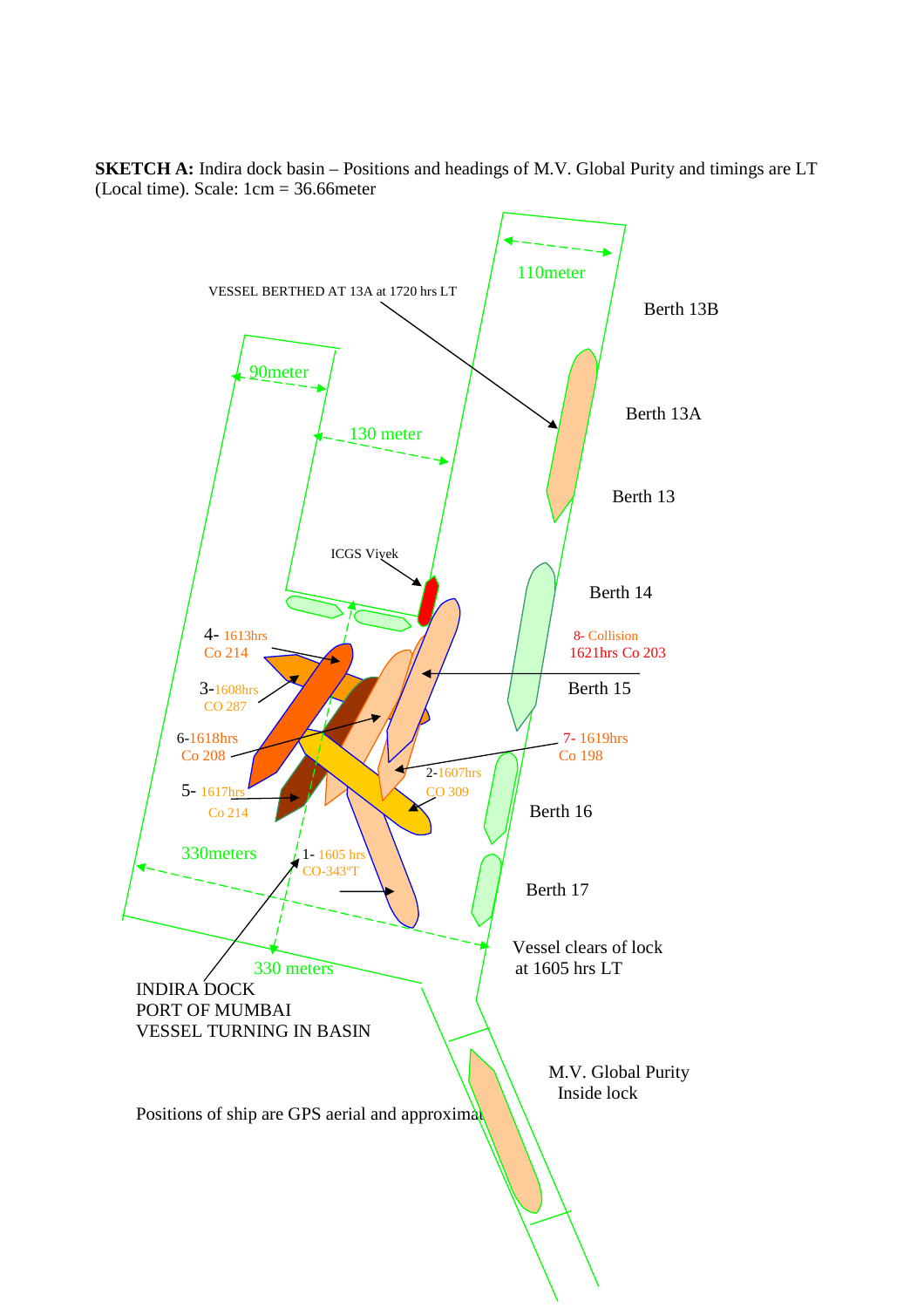**SKETCH A:** Indira dock basin – Positions and headings of M.V. Global Purity and timings are LT (Local time). Scale: 1cm = 36.66meter

110meter

VESSEL BERTHED AT 13A at 1720 hrs LT

Berth 13B

90meter

Berth 13A

130 meter

Berth 13

ICGS Vivek

Berth 14

4- 1613hrs Co 214

8- Collision 1621hrs Co 203

3-1608hrs CO 287

Berth 15

6-1618hrs Co 208

7- 1619hrs Co 198

2-1607hrs CO 309

5- 1617hrs Co 214

Berth 16

330meters

1- 1605 hrs CO-343°T

Berth 17

Vessel clears of lock at 1605 hrs LT

330 meters

INDIRA DOCK
PORT OF MUMBAI
VESSEL TURNING IN BASIN

M.V. Global Purity Inside lock

Positions of ship are GPS aerial and approximat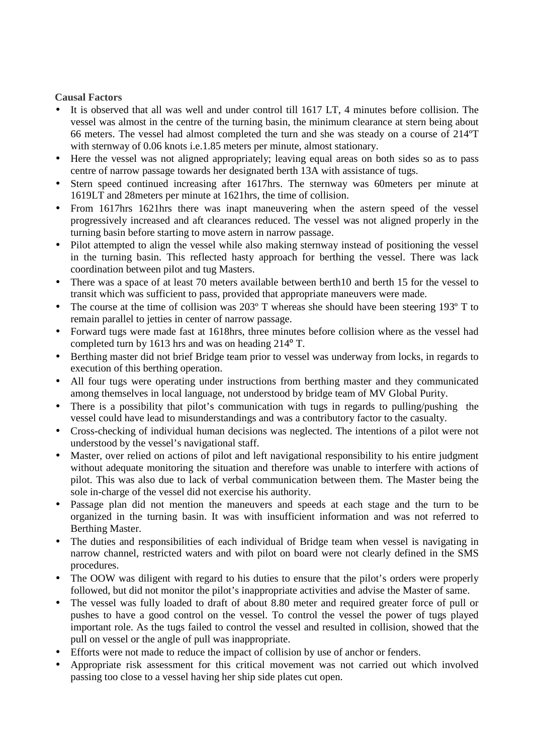**Causal Factors**

- It is observed that all was well and under control till 1617 LT, 4 minutes before collision. The vessel was almost in the centre of the turning basin, the minimum clearance at stern being about 66 meters. The vessel had almost completed the turn and she was steady on a course of 214ºT with sternway of 0.06 knots i.e.1.85 meters per minute, almost stationary.
- Here the vessel was not aligned appropriately; leaving equal areas on both sides so as to pass centre of narrow passage towards her designated berth 13A with assistance of tugs.
- Stern speed continued increasing after 1617hrs. The sternway was 60meters per minute at 1619LT and 28meters per minute at 1621hrs, the time of collision.
- From 1617hrs 1621hrs there was inapt maneuvering when the astern speed of the vessel progressively increased and aft clearances reduced. The vessel was not aligned properly in the turning basin before starting to move astern in narrow passage.
- Pilot attempted to align the vessel while also making sternway instead of positioning the vessel in the turning basin. This reflected hasty approach for berthing the vessel. There was lack coordination between pilot and tug Masters.
- There was a space of at least 70 meters available between berth10 and berth 15 for the vessel to transit which was sufficient to pass, provided that appropriate maneuvers were made.
- The course at the time of collision was 203º T whereas she should have been steering 193º T to remain parallel to jetties in center of narrow passage.
- Forward tugs were made fast at 1618hrs, three minutes before collision where as the vessel had completed turn by 1613 hrs and was on heading 214° T.
- Berthing master did not brief Bridge team prior to vessel was underway from locks, in regards to execution of this berthing operation.
- All four tugs were operating under instructions from berthing master and they communicated among themselves in local language, not understood by bridge team of MV Global Purity.
- There is a possibility that pilot's communication with tugs in regards to pulling/pushing the vessel could have lead to misunderstandings and was a contributory factor to the casualty.
- Cross-checking of individual human decisions was neglected. The intentions of a pilot were not understood by the vessel's navigational staff.
- Master, over relied on actions of pilot and left navigational responsibility to his entire judgment without adequate monitoring the situation and therefore was unable to interfere with actions of pilot. This was also due to lack of verbal communication between them. The Master being the sole in-charge of the vessel did not exercise his authority.
- Passage plan did not mention the maneuvers and speeds at each stage and the turn to be organized in the turning basin. It was with insufficient information and was not referred to Berthing Master.
- The duties and responsibilities of each individual of Bridge team when vessel is navigating in narrow channel, restricted waters and with pilot on board were not clearly defined in the SMS procedures.
- The OOW was diligent with regard to his duties to ensure that the pilot's orders were properly followed, but did not monitor the pilot's inappropriate activities and advise the Master of same.
- The vessel was fully loaded to draft of about 8.80 meter and required greater force of pull or pushes to have a good control on the vessel. To control the vessel the power of tugs played important role. As the tugs failed to control the vessel and resulted in collision, showed that the pull on vessel or the angle of pull was inappropriate.
- Efforts were not made to reduce the impact of collision by use of anchor or fenders.
- Appropriate risk assessment for this critical movement was not carried out which involved passing too close to a vessel having her ship side plates cut open.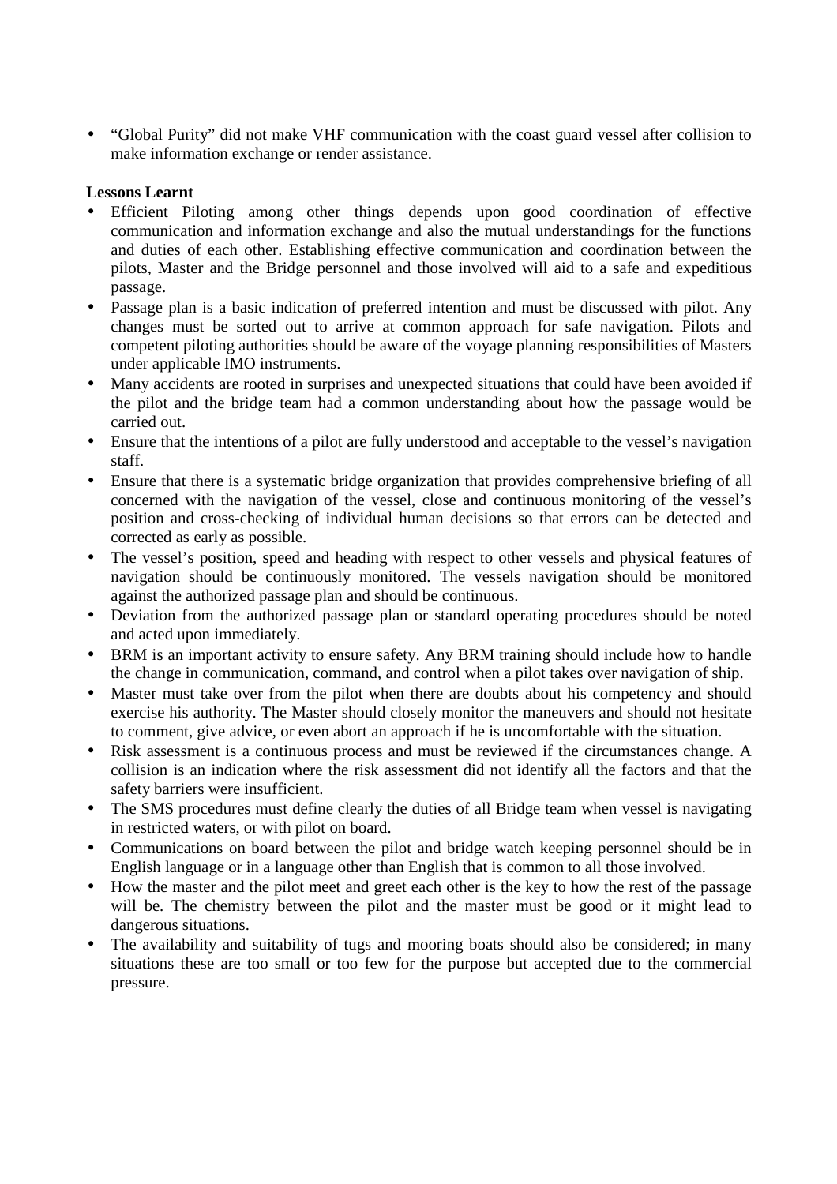- "Global Purity" did not make VHF communication with the coast guard vessel after collision to make information exchange or render assistance.

**Lessons Learnt**

- Efficient Piloting among other things depends upon good coordination of effective communication and information exchange and also the mutual understandings for the functions and duties of each other. Establishing effective communication and coordination between the pilots, Master and the Bridge personnel and those involved will aid to a safe and expeditious passage.
- Passage plan is a basic indication of preferred intention and must be discussed with pilot. Any changes must be sorted out to arrive at common approach for safe navigation. Pilots and competent piloting authorities should be aware of the voyage planning responsibilities of Masters under applicable IMO instruments.
- Many accidents are rooted in surprises and unexpected situations that could have been avoided if the pilot and the bridge team had a common understanding about how the passage would be carried out.
- Ensure that the intentions of a pilot are fully understood and acceptable to the vessel's navigation staff.
- Ensure that there is a systematic bridge organization that provides comprehensive briefing of all concerned with the navigation of the vessel, close and continuous monitoring of the vessel's position and cross-checking of individual human decisions so that errors can be detected and corrected as early as possible.
- The vessel's position, speed and heading with respect to other vessels and physical features of navigation should be continuously monitored. The vessels navigation should be monitored against the authorized passage plan and should be continuous.
- Deviation from the authorized passage plan or standard operating procedures should be noted and acted upon immediately.
- BRM is an important activity to ensure safety. Any BRM training should include how to handle the change in communication, command, and control when a pilot takes over navigation of ship.
- Master must take over from the pilot when there are doubts about his competency and should exercise his authority. The Master should closely monitor the maneuvers and should not hesitate to comment, give advice, or even abort an approach if he is uncomfortable with the situation.
- Risk assessment is a continuous process and must be reviewed if the circumstances change. A collision is an indication where the risk assessment did not identify all the factors and that the safety barriers were insufficient.
- The SMS procedures must define clearly the duties of all Bridge team when vessel is navigating in restricted waters, or with pilot on board.
- Communications on board between the pilot and bridge watch keeping personnel should be in English language or in a language other than English that is common to all those involved.
- How the master and the pilot meet and greet each other is the key to how the rest of the passage will be. The chemistry between the pilot and the master must be good or it might lead to dangerous situations.
- The availability and suitability of tugs and mooring boats should also be considered; in many situations these are too small or too few for the purpose but accepted due to the commercial pressure.